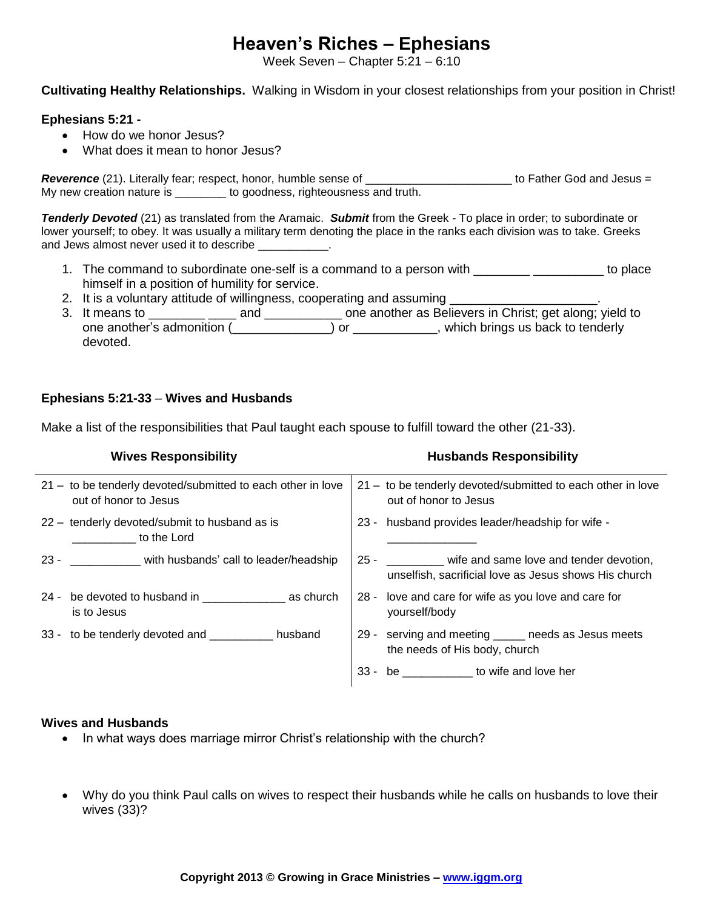# Heaven's Riches – Ephesians

Week Seven – Chapter 5:21 – 6:10

**Cultivating Healthy Relationships.** Walking in Wisdom in your closest relationships from your position in Christ!

**Ephesians 5:21 -**

- How do we honor Jesus?
- What does it mean to honor Jesus?

***Reverence*** (21). Literally fear; respect, honor, humble sense of ______________________ to Father God and Jesus = My new creation nature is ________ to goodness, righteousness and truth.

***Tenderly Devoted*** (21) as translated from the Aramaic. ***Submit*** from the Greek - To place in order; to subordinate or lower yourself; to obey. It was usually a military term denoting the place in the ranks each division was to take. Greeks and Jews almost never used it to describe ___________.

1. The command to subordinate one-self is a command to a person with ________ __________ to place himself in a position of humility for service.
2. It is a voluntary attitude of willingness, cooperating and assuming ____________________.
3. It means to ________ ____ and ___________ one another as Believers in Christ; get along; yield to one another's admonition (______________) or ____________, which brings us back to tenderly devoted.

**Ephesians 5:21-33** – **Wives and Husbands**

Make a list of the responsibilities that Paul taught each spouse to fulfill toward the other (21-33).

| Wives Responsibility | Husbands Responsibility |
|---|---|
| 21 – to be tenderly devoted/submitted to each other in love out of honor to Jesus | 21 – to be tenderly devoted/submitted to each other in love out of honor to Jesus |
| 22 – tenderly devoted/submit to husband as is __________ to the Lord | 23 - husband provides leader/headship for wife - ______________ |
| 23 - ___________ with husbands' call to leader/headship | 25 - _________ wife and same love and tender devotion, unselfish, sacrificial love as Jesus shows His church |
| 24 - be devoted to husband in _____________ as church is to Jesus | 28 - love and care for wife as you love and care for yourself/body |
| 33 - to be tenderly devoted and __________ husband | 29 - serving and meeting _____ needs as Jesus meets the needs of His body, church |
| | 33 - be ___________ to wife and love her |

**Wives and Husbands**

- In what ways does marriage mirror Christ's relationship with the church?

- Why do you think Paul calls on wives to respect their husbands while he calls on husbands to love their wives (33)?

**Copyright 2013 © Growing in Grace Ministries – [www.iggm.org](http://www.iggm.org)**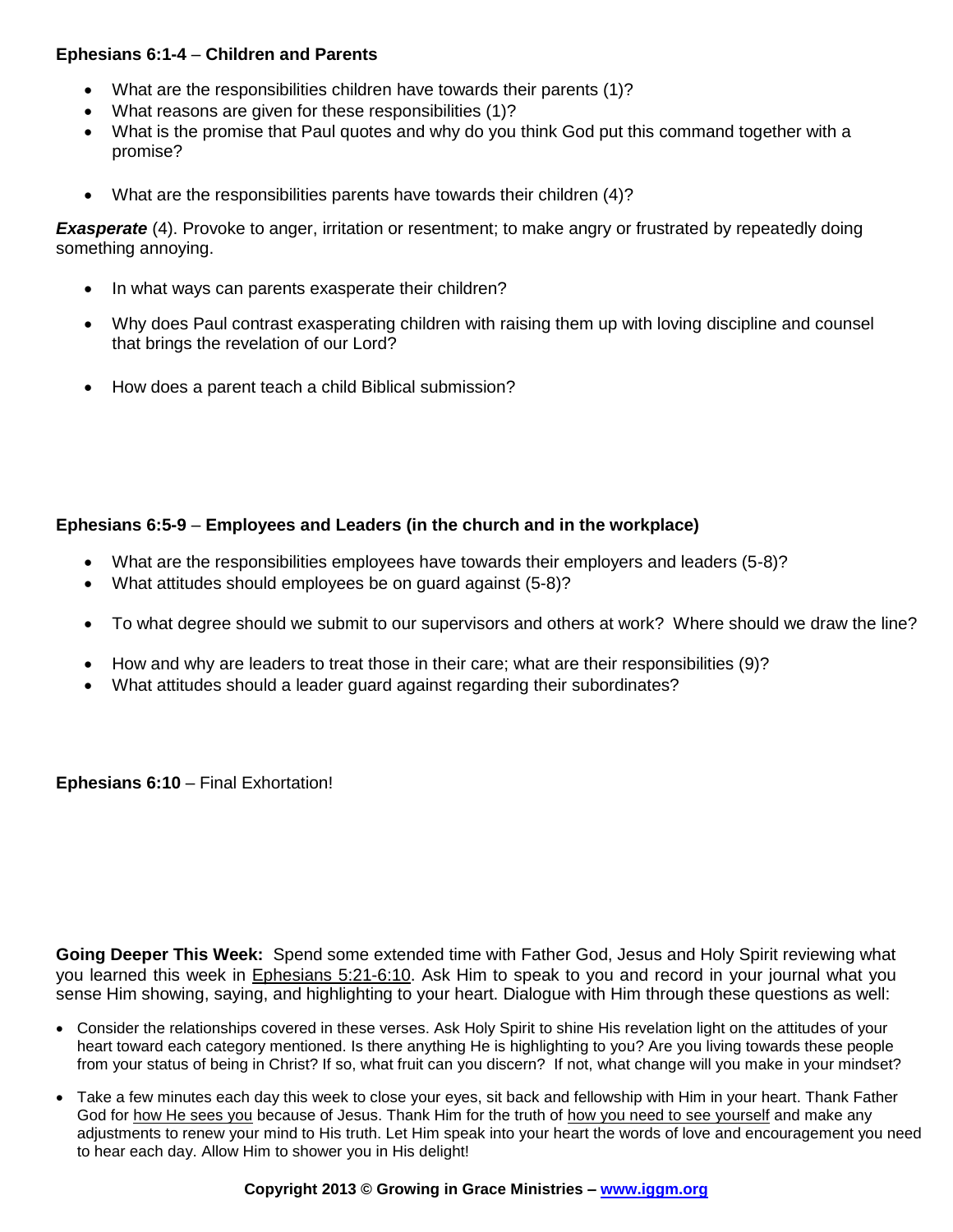**Ephesians 6:1-4** – **Children and Parents**

- What are the responsibilities children have towards their parents (1)?
- What reasons are given for these responsibilities (1)?
- What is the promise that Paul quotes and why do you think God put this command together with a promise?

- What are the responsibilities parents have towards their children (4)?

***Exasperate*** (4). Provoke to anger, irritation or resentment; to make angry or frustrated by repeatedly doing something annoying.

- In what ways can parents exasperate their children?

- Why does Paul contrast exasperating children with raising them up with loving discipline and counsel that brings the revelation of our Lord?

- How does a parent teach a child Biblical submission?

**Ephesians 6:5-9** – **Employees and Leaders (in the church and in the workplace)**

- What are the responsibilities employees have towards their employers and leaders (5-8)?
- What attitudes should employees be on guard against (5-8)?

- To what degree should we submit to our supervisors and others at work? Where should we draw the line?

- How and why are leaders to treat those in their care; what are their responsibilities (9)?
- What attitudes should a leader guard against regarding their subordinates?

**Ephesians 6:10** – Final Exhortation!

**Going Deeper This Week:** Spend some extended time with Father God, Jesus and Holy Spirit reviewing what you learned this week in Ephesians 5:21-6:10. Ask Him to speak to you and record in your journal what you sense Him showing, saying, and highlighting to your heart. Dialogue with Him through these questions as well:

- Consider the relationships covered in these verses. Ask Holy Spirit to shine His revelation light on the attitudes of your heart toward each category mentioned. Is there anything He is highlighting to you? Are you living towards these people from your status of being in Christ? If so, what fruit can you discern? If not, what change will you make in your mindset?

- Take a few minutes each day this week to close your eyes, sit back and fellowship with Him in your heart. Thank Father God for how He sees you because of Jesus. Thank Him for the truth of how you need to see yourself and make any adjustments to renew your mind to His truth. Let Him speak into your heart the words of love and encouragement you need to hear each day. Allow Him to shower you in His delight!

**Copyright 2013 © Growing in Grace Ministries – www.iggm.org**